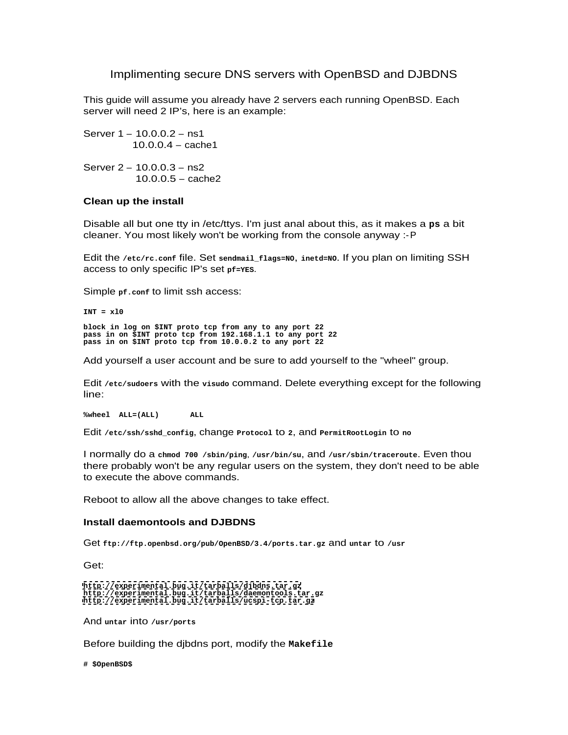# Implimenting secure DNS servers with OpenBSD and DJBDNS

This guide will assume you already have 2 servers each running OpenBSD. Each server will need 2 IP's, here is an example:

Server 1 – 10.0.0.2 – ns1
10.0.0.4 – cache1

Server 2 – 10.0.0.3 – ns2
10.0.0.5 – cache2

### Clean up the install

Disable all but one tty in /etc/ttys. I'm just anal about this, as it makes a **ps** a bit cleaner. You most likely won't be working from the console anyway :-P

Edit the **/etc/rc.conf** file. Set **sendmail_flags=NO**, **inetd=NO**. If you plan on limiting SSH access to only specific IP's set **pf=YES**.

Simple **pf.conf** to limit ssh access:

```
INT = xl0

block in log on $INT proto tcp from any to any port 22
pass in on $INT proto tcp from 192.168.1.1 to any port 22
pass in on $INT proto tcp from 10.0.0.2 to any port 22
```

Add yourself a user account and be sure to add yourself to the "wheel" group.

Edit **/etc/sudoers** with the **visudo** command. Delete everything except for the following line:

```
%wheel  ALL=(ALL)       ALL
```

Edit **/etc/ssh/sshd_config**, change **Protocol** to **2**, and **PermitRootLogin** to **no**

I normally do a **chmod 700 /sbin/ping**, **/usr/bin/su**, and **/usr/sbin/traceroute**. Even thou there probably won't be any regular users on the system, they don't need to be able to execute the above commands.

Reboot to allow all the above changes to take effect.

### Install daemontools and DJBDNS

Get **ftp://ftp.openbsd.org/pub/OpenBSD/3.4/ports.tar.gz** and **untar** to **/usr**

Get:

```
http://experimental.bug.it/tarballs/djbdns.tar.gz
http://experimental.bug.it/tarballs/daemontools.tar.gz
http://experimental.bug.it/tarballs/ucspi-tcp.tar.gz
```

And **untar** into **/usr/ports**

Before building the djbdns port, modify the **Makefile**

```
# $OpenBSD$
```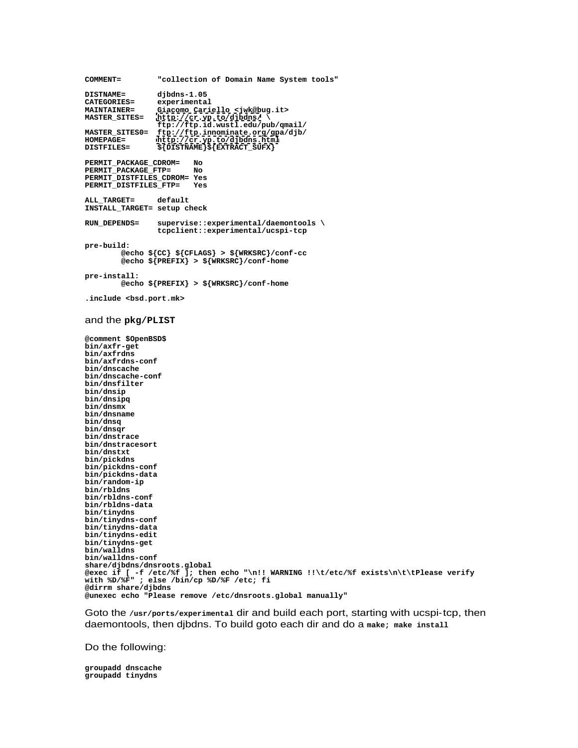```
COMMENT=        "collection of Domain Name System tools"

DISTNAME=       djbdns-1.05
CATEGORIES=     experimental
MAINTAINER=     Giacomo Cariello <jwk@bug.it>
MASTER_SITES=   http://cr.yp.to/djbdns/ \
                ftp://ftp.id.wustl.edu/pub/qmail/
MASTER_SITES0=  ftp://ftp.innominate.org/gpa/djb/
HOMEPAGE=       http://cr.yp.to/djbdns.html
DISTFILES=      ${DISTNAME}${EXTRACT_SUFX}

PERMIT_PACKAGE_CDROM=   No
PERMIT_PACKAGE_FTP=     No
PERMIT_DISTFILES_CDROM= Yes
PERMIT_DISTFILES_FTP=   Yes

ALL_TARGET=     default
INSTALL_TARGET= setup check

RUN_DEPENDS=    supervise::experimental/daemontools \
                tcpclient::experimental/ucspi-tcp

pre-build:
        @echo ${CC} ${CFLAGS} > ${WRKSRC}/conf-cc
        @echo ${PREFIX} > ${WRKSRC}/conf-home

pre-install:
        @echo ${PREFIX} > ${WRKSRC}/conf-home

.include <bsd.port.mk>
```

and the **pkg/PLIST**

```
@comment $OpenBSD$
bin/axfr-get
bin/axfrdns
bin/axfrdns-conf
bin/dnscache
bin/dnscache-conf
bin/dnsfilter
bin/dnsip
bin/dnsipq
bin/dnsmx
bin/dnsname
bin/dnsq
bin/dnsqr
bin/dnstrace
bin/dnstracesort
bin/dnstxt
bin/pickdns
bin/pickdns-conf
bin/pickdns-data
bin/random-ip
bin/rbldns
bin/rbldns-conf
bin/rbldns-data
bin/tinydns
bin/tinydns-conf
bin/tinydns-data
bin/tinydns-edit
bin/tinydns-get
bin/walldns
bin/walldns-conf
share/djbdns/dnsroots.global
@exec if [ -f /etc/%f ]; then echo "\n!! WARNING !!\t/etc/%f exists\n\t\tPlease verify
with %D/%F" ; else /bin/cp %D/%F /etc; fi
@dirrm share/djbdns
@unexec echo "Please remove /etc/dnsroots.global manually"
```

Goto the **/usr/ports/experimental** dir and build each port, starting with ucspi-tcp, then daemontools, then djbdns. To build goto each dir and do a **make; make install**

Do the following:

```
groupadd dnscache
groupadd tinydns
```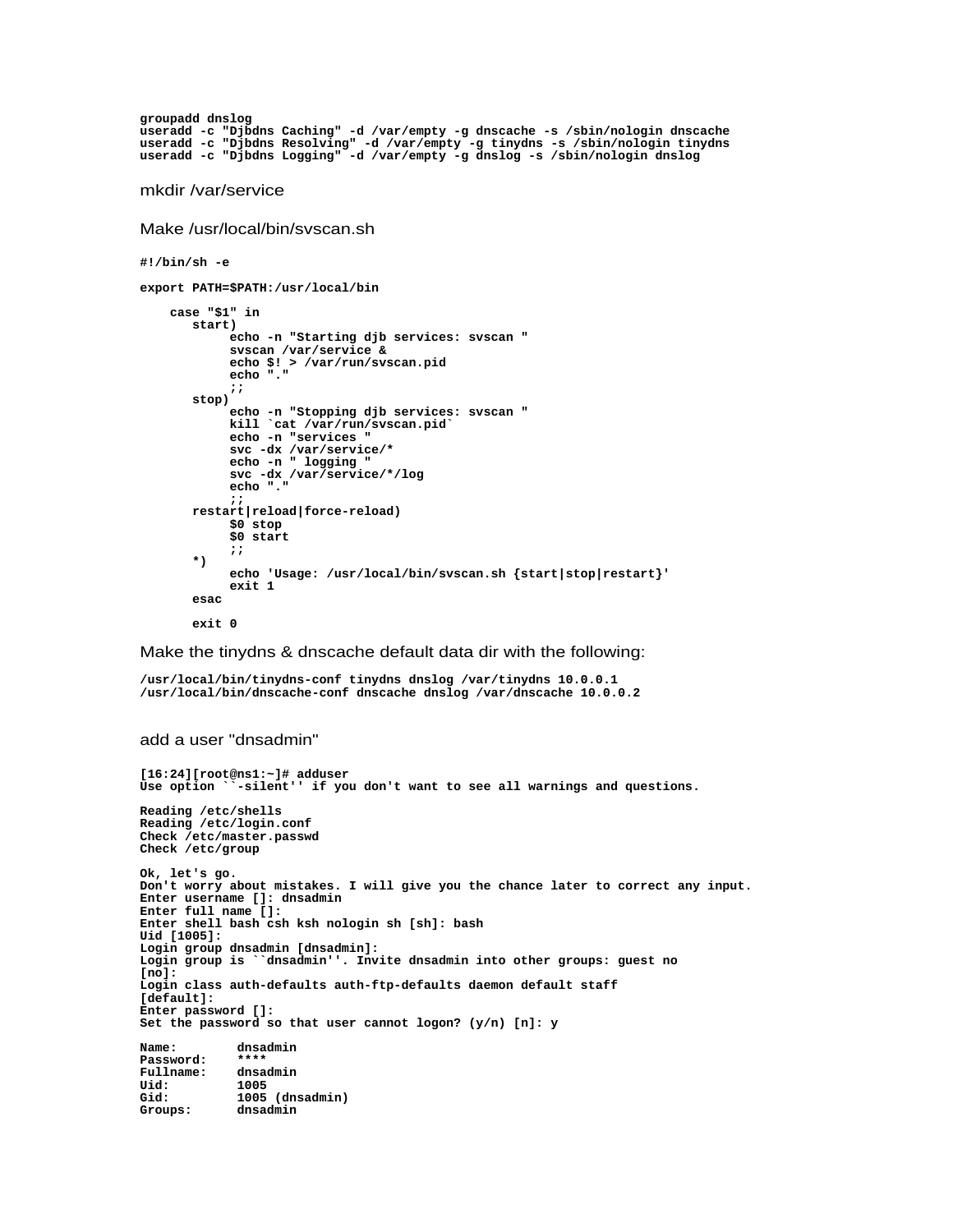```
groupadd dnslog
useradd -c "Djbdns Caching" -d /var/empty -g dnscache -s /sbin/nologin dnscache
useradd -c "Djbdns Resolving" -d /var/empty -g tinydns -s /sbin/nologin tinydns
useradd -c "Djbdns Logging" -d /var/empty -g dnslog -s /sbin/nologin dnslog
```

mkdir /var/service

Make /usr/local/bin/svscan.sh

```
#!/bin/sh -e

export PATH=$PATH:/usr/local/bin

    case "$1" in
       start)
            echo -n "Starting djb services: svscan "
            svscan /var/service &
            echo $! > /var/run/svscan.pid
            echo "."
            ;;
       stop)
            echo -n "Stopping djb services: svscan "
            kill `cat /var/run/svscan.pid`
            echo -n "services "
            svc -dx /var/service/*
            echo -n " logging "
            svc -dx /var/service/*/log
            echo "."
            ;;
       restart|reload|force-reload)
            $0 stop
            $0 start
            ;;
       *)
            echo 'Usage: /usr/local/bin/svscan.sh {start|stop|restart}'
            exit 1
       esac

       exit 0
```

Make the tinydns & dnscache default data dir with the following:

```
/usr/local/bin/tinydns-conf tinydns dnslog /var/tinydns 10.0.0.1
/usr/local/bin/dnscache-conf dnscache dnslog /var/dnscache 10.0.0.2
```

add a user "dnsadmin"

```
[16:24][root@ns1:~]# adduser
Use option ``-silent'' if you don't want to see all warnings and questions.

Reading /etc/shells
Reading /etc/login.conf
Check /etc/master.passwd
Check /etc/group

Ok, let's go.
Don't worry about mistakes. I will give you the chance later to correct any input.
Enter username []: dnsadmin
Enter full name []:
Enter shell bash csh ksh nologin sh [sh]: bash
Uid [1005]:
Login group dnsadmin [dnsadmin]:
Login group is ``dnsadmin''. Invite dnsadmin into other groups: guest no
[no]:
Login class auth-defaults auth-ftp-defaults daemon default staff
[default]:
Enter password []:
Set the password so that user cannot logon? (y/n) [n]: y

Name:         dnsadmin
Password:     ****
Fullname:     dnsadmin
Uid:          1005
Gid:          1005 (dnsadmin)
Groups:       dnsadmin
```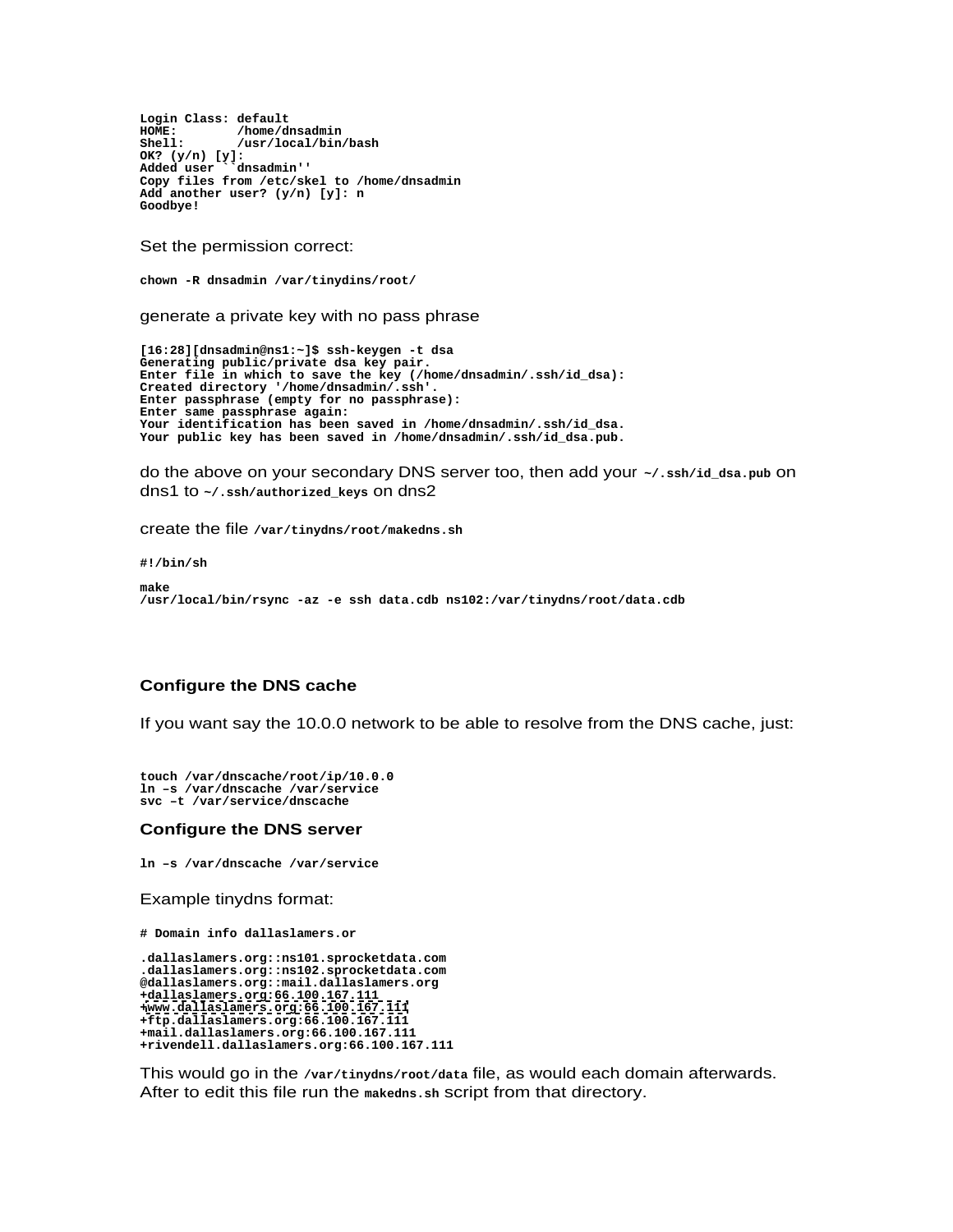```
Login Class: default
HOME:        /home/dnsadmin
Shell:       /usr/local/bin/bash
OK? (y/n) [y]:
Added user ``dnsadmin''
Copy files from /etc/skel to /home/dnsadmin
Add another user? (y/n) [y]: n
Goodbye!
```

Set the permission correct:

```
chown -R dnsadmin /var/tinydins/root/
```

generate a private key with no pass phrase

```
[16:28][dnsadmin@ns1:~]$ ssh-keygen -t dsa
Generating public/private dsa key pair.
Enter file in which to save the key (/home/dnsadmin/.ssh/id_dsa):
Created directory '/home/dnsadmin/.ssh'.
Enter passphrase (empty for no passphrase):
Enter same passphrase again:
Your identification has been saved in /home/dnsadmin/.ssh/id_dsa.
Your public key has been saved in /home/dnsadmin/.ssh/id_dsa.pub.
```

do the above on your secondary DNS server too, then add your `~/.ssh/id_dsa.pub` on dns1 to `~/.ssh/authorized_keys` on dns2

create the file `/var/tinydns/root/makedns.sh`

```
#!/bin/sh

make
/usr/local/bin/rsync -az -e ssh data.cdb ns102:/var/tinydns/root/data.cdb
```

### Configure the DNS cache

If you want say the 10.0.0 network to be able to resolve from the DNS cache, just:

```
touch /var/dnscache/root/ip/10.0.0
ln –s /var/dnscache /var/service
svc –t /var/service/dnscache
```

### Configure the DNS server

```
ln –s /var/dnscache /var/service
```

Example tinydns format:

```
# Domain info dallaslamers.or

.dallaslamers.org::ns101.sprocketdata.com
.dallaslamers.org::ns102.sprocketdata.com
@dallaslamers.org::mail.dallaslamers.org
+dallaslamers.org:66.100.167.111
+www.dallaslamers.org:66.100.167.111
+ftp.dallaslamers.org:66.100.167.111
+mail.dallaslamers.org:66.100.167.111
+rivendell.dallaslamers.org:66.100.167.111
```

This would go in the `/var/tinydns/root/data` file, as would each domain afterwards. After to edit this file run the `makedns.sh` script from that directory.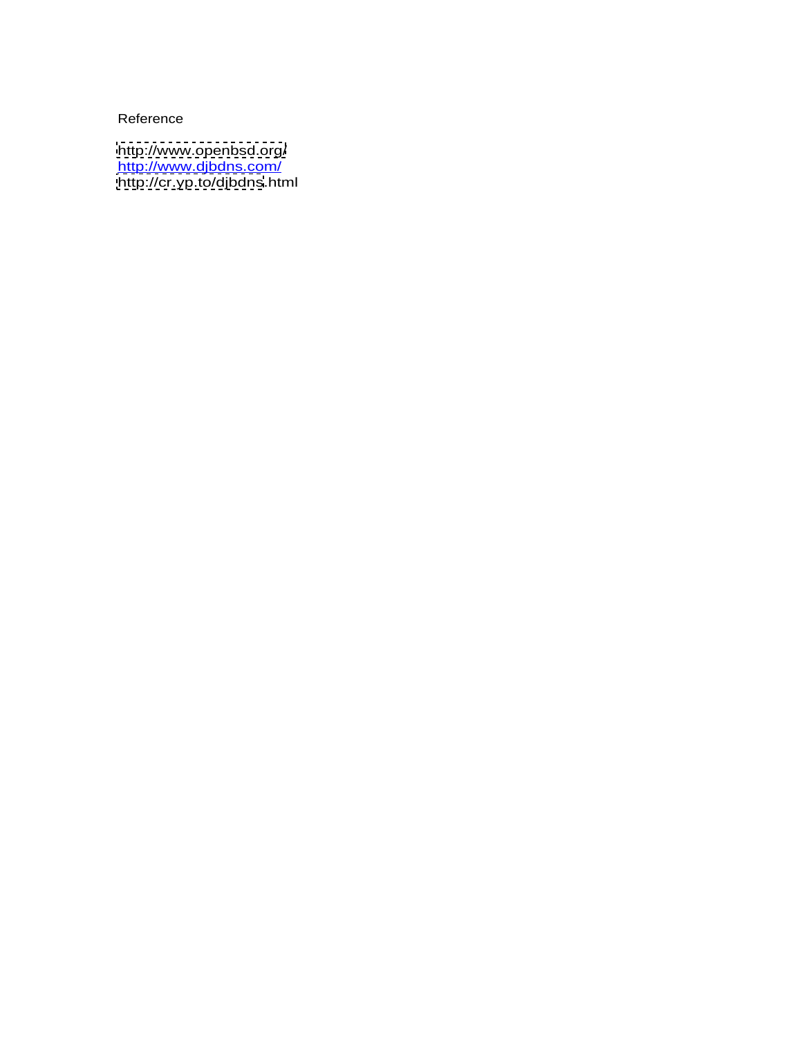Reference

http://www.openbsd.org/
http://www.djbdns.com/
http://cr.yp.to/djbdns.html